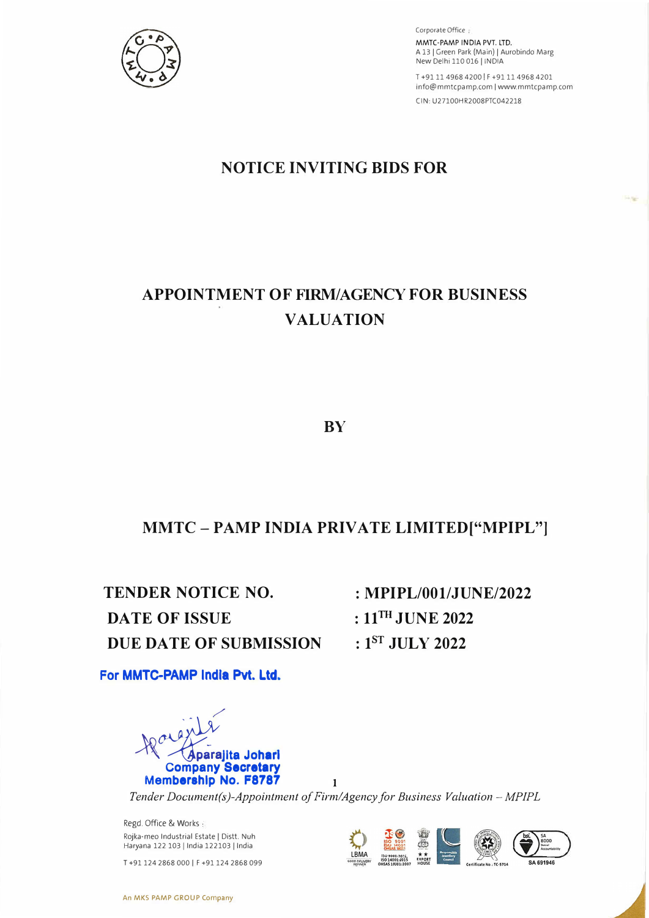Corporate Office :

MMTC-PAMP INDIA PVT. LTD.
A 13 | Green Park (Main) | Aurobindo Marg
New Delhi 110 016 | INDIA

T +91 11 4968 4200 | F +91 11 4968 4201
info@mmtcpamp.com | www.mmtcpamp.com

CIN: U27100HR2008PTC042218

# NOTICE INVITING BIDS FOR

# APPOINTMENT OF FIRM/AGENCY FOR BUSINESS VALUATION

## BY

## MMTC – PAMP INDIA PRIVATE LIMITED["MPIPL"]

| | |
|---|---|
| **TENDER NOTICE NO.** | **: MPIPL/001/JUNE/2022** |
| **DATE OF ISSUE** | **: 11TH JUNE 2022** |
| **DUE DATE OF SUBMISSION** | **: 1ST JULY 2022** |

**For MMTC-PAMP India Pvt. Ltd.**

**Aparajita Johari**
**Company Secretary**
**Membership No. F8787**

*Tender Document(s)-Appointment of Firm/Agency for Business Valuation – MPIPL*

Regd. Office & Works :
Rojka-meo Industrial Estate | Distt. Nuh
Haryana 122 103 | India 122103 | India

T +91 124 2868 000 | F +91 124 2868 099

An MKS PAMP GROUP Company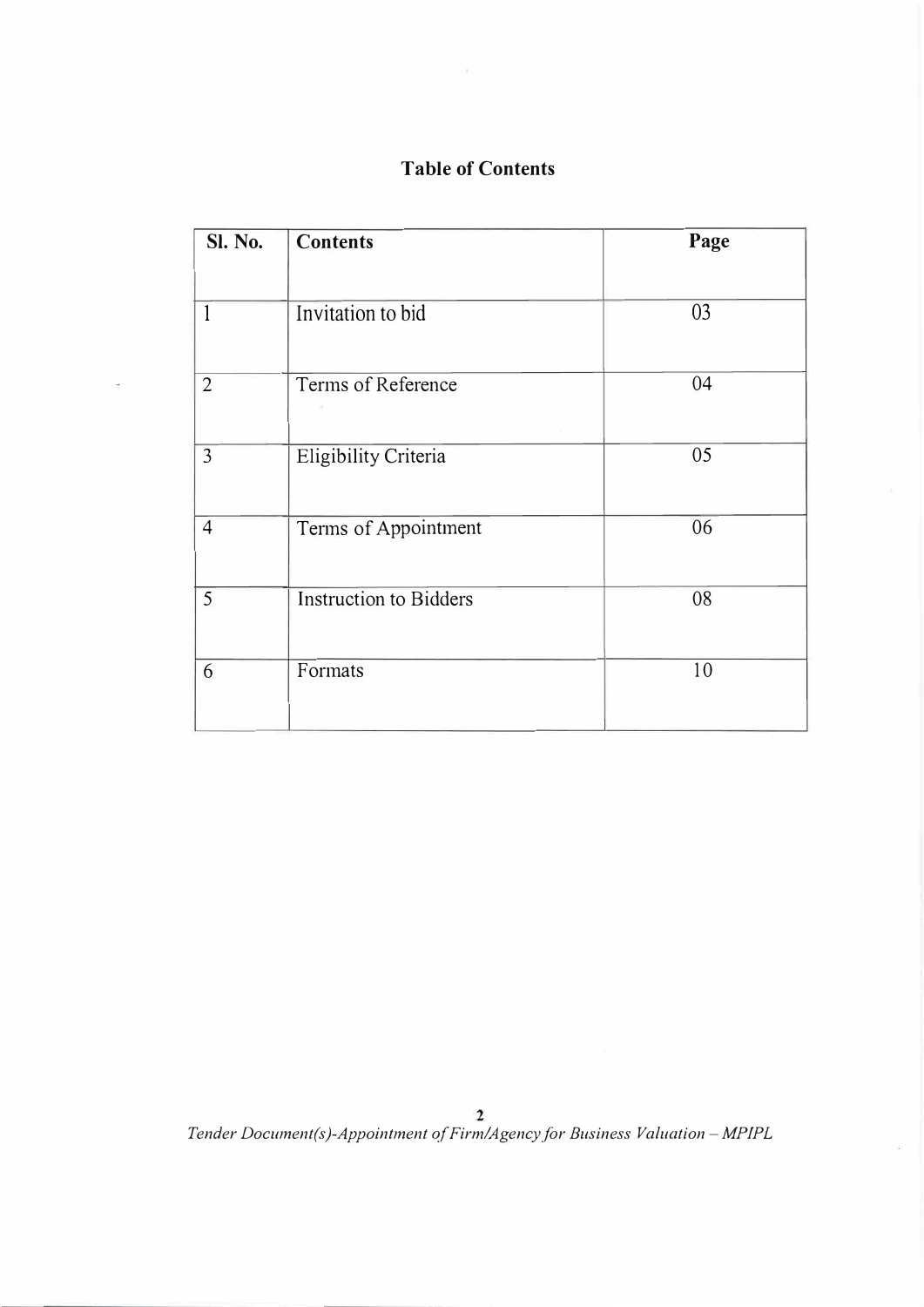## Table of Contents

| Sl. No. | Contents | Page |
|---|---|---|
| 1 | Invitation to bid | 03 |
| 2 | Terms of Reference | 04 |
| 3 | Eligibility Criteria | 05 |
| 4 | Terms of Appointment | 06 |
| 5 | Instruction to Bidders | 08 |
| 6 | Formats | 10 |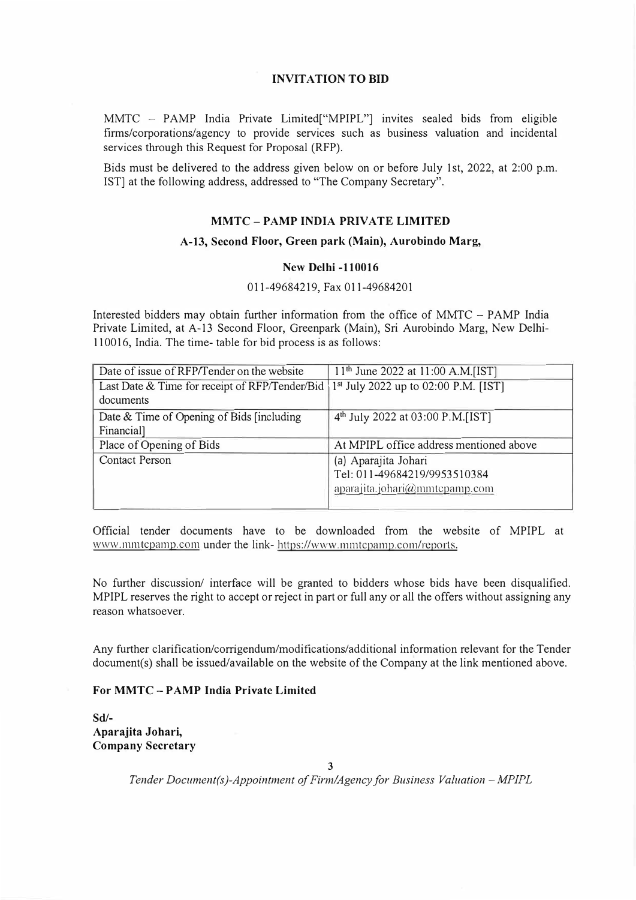## INVITATION TO BID

MMTC – PAMP India Private Limited["MPIPL"] invites sealed bids from eligible firms/corporations/agency to provide services such as business valuation and incidental services through this Request for Proposal (RFP).

Bids must be delivered to the address given below on or before July 1st, 2022, at 2:00 p.m. IST] at the following address, addressed to "The Company Secretary".

**MMTC – PAMP INDIA PRIVATE LIMITED**

**A-13, Second Floor, Green park (Main), Aurobindo Marg,**

**New Delhi -110016**

011-49684219, Fax 011-49684201

Interested bidders may obtain further information from the office of MMTC – PAMP India Private Limited, at A-13 Second Floor, Greenpark (Main), Sri Aurobindo Marg, New Delhi-110016, India. The time- table for bid process is as follows:

| Date of issue of RFP/Tender on the website | 11th June 2022 at 11:00 A.M.[IST] |
|---|---|
| Last Date & Time for receipt of RFP/Tender/Bid documents | 1st July 2022 up to 02:00 P.M. [IST] |
| Date & Time of Opening of Bids [including Financial] | 4th July 2022 at 03:00 P.M.[IST] |
| Place of Opening of Bids | At MPIPL office address mentioned above |
| Contact Person | (a) Aparajita Johari<br>Tel: 011-49684219/9953510384<br>aparajita.johari@mmtcpamp.com |

Official tender documents have to be downloaded from the website of MPIPL at www.mmtcpamp.com under the link- https://www.mmtcpamp.com/reports.

No further discussion/ interface will be granted to bidders whose bids have been disqualified. MPIPL reserves the right to accept or reject in part or full any or all the offers without assigning any reason whatsoever.

Any further clarification/corrigendum/modifications/additional information relevant for the Tender document(s) shall be issued/available on the website of the Company at the link mentioned above.

**For MMTC – PAMP India Private Limited**

**Sd/-**
**Aparajita Johari,**
**Company Secretary**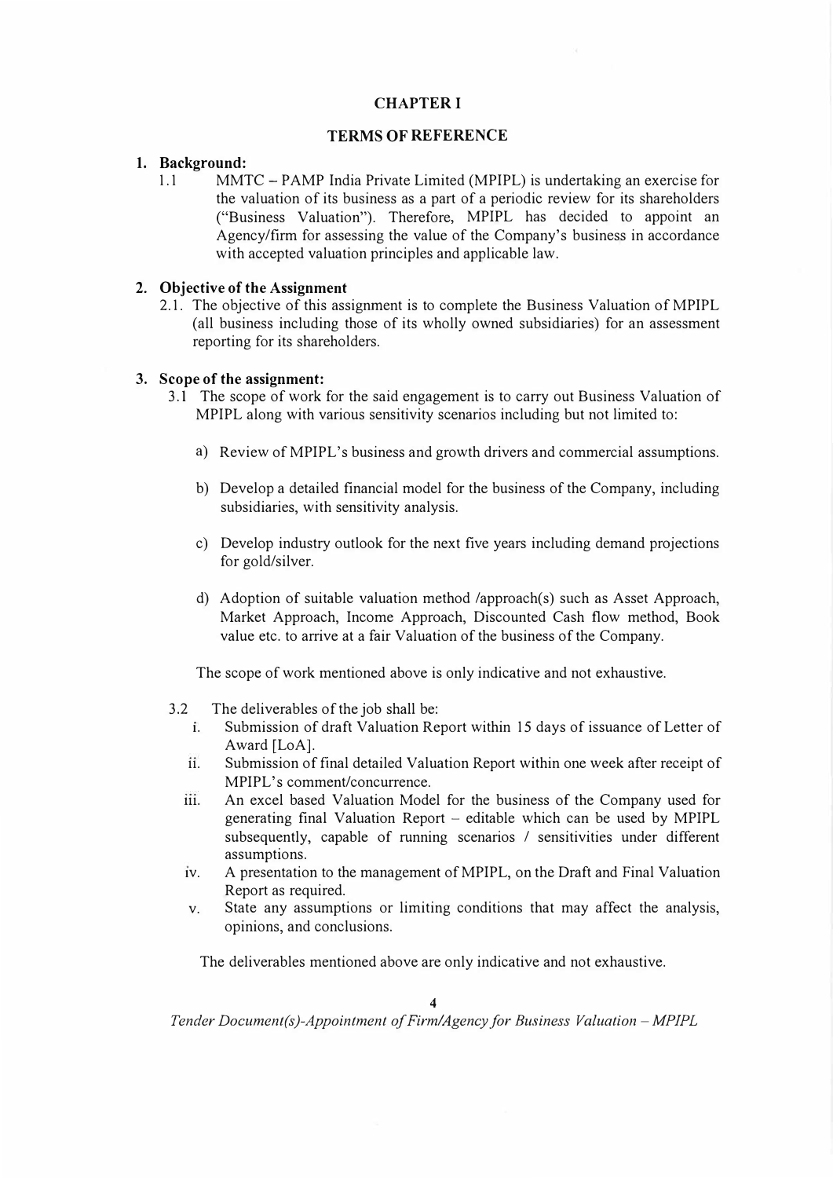# CHAPTER I

## TERMS OF REFERENCE

### 1. Background:

1.1 MMTC – PAMP India Private Limited (MPIPL) is undertaking an exercise for the valuation of its business as a part of a periodic review for its shareholders ("Business Valuation"). Therefore, MPIPL has decided to appoint an Agency/firm for assessing the value of the Company's business in accordance with accepted valuation principles and applicable law.

### 2. Objective of the Assignment

2.1. The objective of this assignment is to complete the Business Valuation of MPIPL (all business including those of its wholly owned subsidiaries) for an assessment reporting for its shareholders.

### 3. Scope of the assignment:

3.1 The scope of work for the said engagement is to carry out Business Valuation of MPIPL along with various sensitivity scenarios including but not limited to:

a) Review of MPIPL's business and growth drivers and commercial assumptions.

b) Develop a detailed financial model for the business of the Company, including subsidiaries, with sensitivity analysis.

c) Develop industry outlook for the next five years including demand projections for gold/silver.

d) Adoption of suitable valuation method /approach(s) such as Asset Approach, Market Approach, Income Approach, Discounted Cash flow method, Book value etc. to arrive at a fair Valuation of the business of the Company.

The scope of work mentioned above is only indicative and not exhaustive.

3.2 The deliverables of the job shall be:

i. Submission of draft Valuation Report within 15 days of issuance of Letter of Award [LoA].

ii. Submission of final detailed Valuation Report within one week after receipt of MPIPL's comment/concurrence.

iii. An excel based Valuation Model for the business of the Company used for generating final Valuation Report – editable which can be used by MPIPL subsequently, capable of running scenarios / sensitivities under different assumptions.

iv. A presentation to the management of MPIPL, on the Draft and Final Valuation Report as required.

v. State any assumptions or limiting conditions that may affect the analysis, opinions, and conclusions.

The deliverables mentioned above are only indicative and not exhaustive.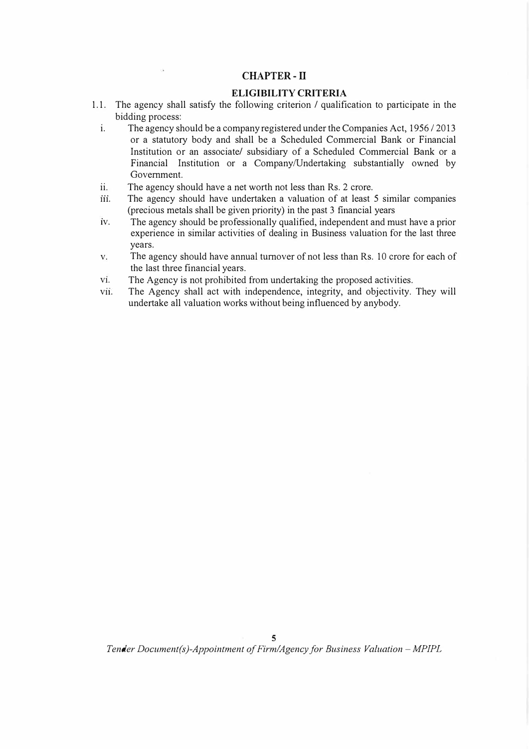# CHAPTER - II

## ELIGIBILITY CRITERIA

1.1. The agency shall satisfy the following criterion / qualification to participate in the bidding process:

i. The agency should be a company registered under the Companies Act, 1956 / 2013 or a statutory body and shall be a Scheduled Commercial Bank or Financial Institution or an associate/ subsidiary of a Scheduled Commercial Bank or a Financial Institution or a Company/Undertaking substantially owned by Government.

ii. The agency should have a net worth not less than Rs. 2 crore.

iii. The agency should have undertaken a valuation of at least 5 similar companies (precious metals shall be given priority) in the past 3 financial years

iv. The agency should be professionally qualified, independent and must have a prior experience in similar activities of dealing in Business valuation for the last three years.

v. The agency should have annual turnover of not less than Rs. 10 crore for each of the last three financial years.

vi. The Agency is not prohibited from undertaking the proposed activities.

vii. The Agency shall act with independence, integrity, and objectivity. They will undertake all valuation works without being influenced by anybody.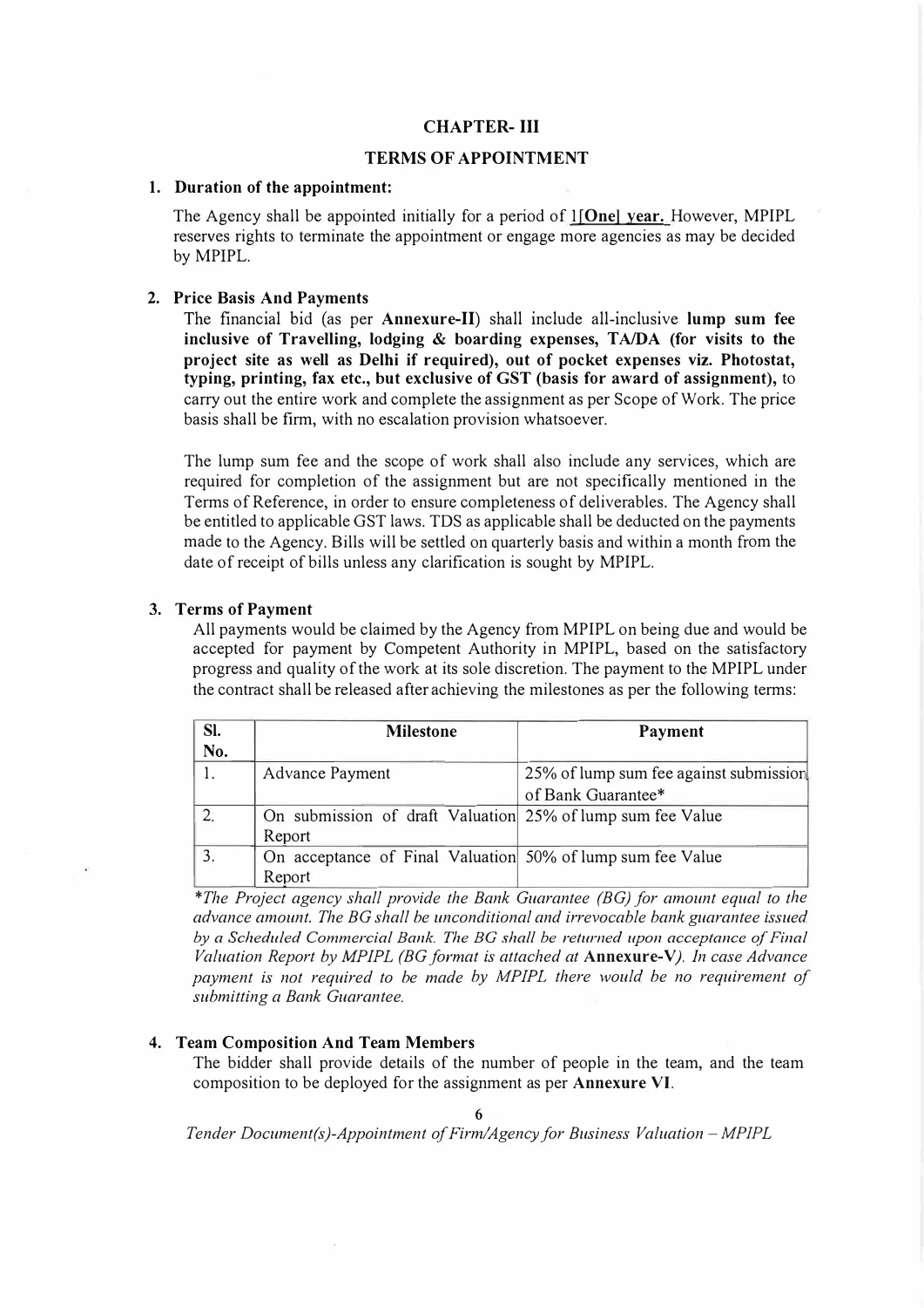# CHAPTER- III

## TERMS OF APPOINTMENT

**1. Duration of the appointment:**

The Agency shall be appointed initially for a period of **1[One] year.** However, MPIPL reserves rights to terminate the appointment or engage more agencies as may be decided by MPIPL.

**2. Price Basis And Payments**

The financial bid (as per **Annexure-II**) shall include all-inclusive **lump sum fee inclusive of Travelling, lodging & boarding expenses, TA/DA (for visits to the project site as well as Delhi if required), out of pocket expenses viz. Photostat, typing, printing, fax etc., but exclusive of GST (basis for award of assignment),** to carry out the entire work and complete the assignment as per Scope of Work. The price basis shall be firm, with no escalation provision whatsoever.

The lump sum fee and the scope of work shall also include any services, which are required for completion of the assignment but are not specifically mentioned in the Terms of Reference, in order to ensure completeness of deliverables. The Agency shall be entitled to applicable GST laws. TDS as applicable shall be deducted on the payments made to the Agency. Bills will be settled on quarterly basis and within a month from the date of receipt of bills unless any clarification is sought by MPIPL.

**3. Terms of Payment**

All payments would be claimed by the Agency from MPIPL on being due and would be accepted for payment by Competent Authority in MPIPL, based on the satisfactory progress and quality of the work at its sole discretion. The payment to the MPIPL under the contract shall be released after achieving the milestones as per the following terms:

| Sl. No. | Milestone | Payment |
|---|---|---|
| 1. | Advance Payment | 25% of lump sum fee against submission of Bank Guarantee* |
| 2. | On submission of draft Valuation Report | 25% of lump sum fee Value |
| 3. | On acceptance of Final Valuation Report | 50% of lump sum fee Value |

*\*The Project agency shall provide the Bank Guarantee (BG) for amount equal to the advance amount. The BG shall be unconditional and irrevocable bank guarantee issued by a Scheduled Commercial Bank. The BG shall be returned upon acceptance of Final Valuation Report by MPIPL (BG format is attached at* ***Annexure-V****). In case Advance payment is not required to be made by MPIPL there would be no requirement of submitting a Bank Guarantee.*

**4. Team Composition And Team Members**

The bidder shall provide details of the number of people in the team, and the team composition to be deployed for the assignment as per **Annexure VI**.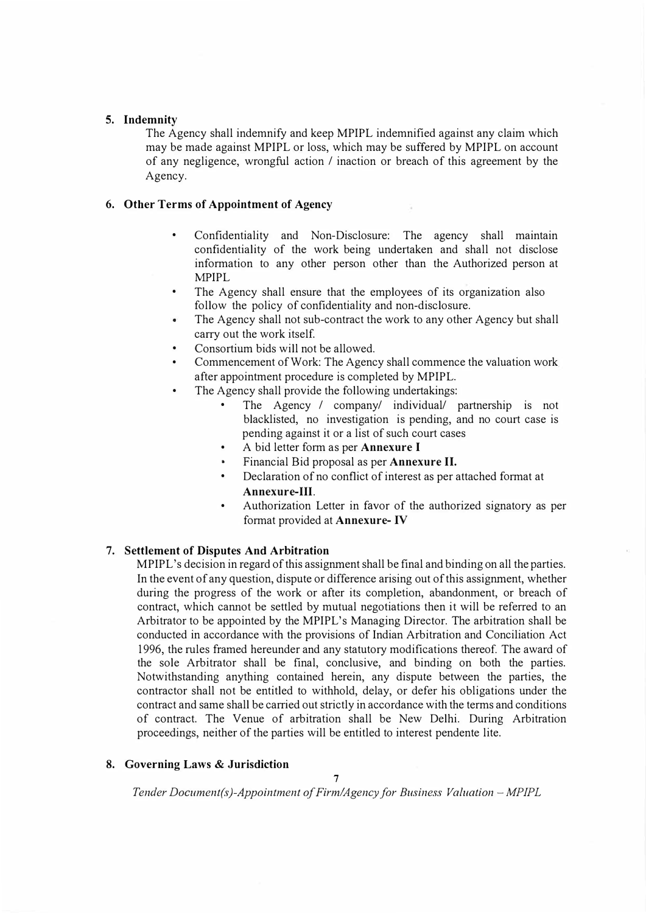## 5. Indemnity

The Agency shall indemnify and keep MPIPL indemnified against any claim which may be made against MPIPL or loss, which may be suffered by MPIPL on account of any negligence, wrongful action / inaction or breach of this agreement by the Agency.

## 6. Other Terms of Appointment of Agency

- Confidentiality and Non-Disclosure: The agency shall maintain confidentiality of the work being undertaken and shall not disclose information to any other person other than the Authorized person at MPIPL
- The Agency shall ensure that the employees of its organization also follow the policy of confidentiality and non-disclosure.
- The Agency shall not sub-contract the work to any other Agency but shall carry out the work itself.
- Consortium bids will not be allowed.
- Commencement of Work: The Agency shall commence the valuation work after appointment procedure is completed by MPIPL.
- The Agency shall provide the following undertakings:
  - The Agency / company/ individual/ partnership is not blacklisted, no investigation is pending, and no court case is pending against it or a list of such court cases
  - A bid letter form as per **Annexure I**
  - Financial Bid proposal as per **Annexure II.**
  - Declaration of no conflict of interest as per attached format at **Annexure-III**.
  - Authorization Letter in favor of the authorized signatory as per format provided at **Annexure- IV**

## 7. Settlement of Disputes And Arbitration

MPIPL's decision in regard of this assignment shall be final and binding on all the parties. In the event of any question, dispute or difference arising out of this assignment, whether during the progress of the work or after its completion, abandonment, or breach of contract, which cannot be settled by mutual negotiations then it will be referred to an Arbitrator to be appointed by the MPIPL's Managing Director. The arbitration shall be conducted in accordance with the provisions of Indian Arbitration and Conciliation Act 1996, the rules framed hereunder and any statutory modifications thereof. The award of the sole Arbitrator shall be final, conclusive, and binding on both the parties. Notwithstanding anything contained herein, any dispute between the parties, the contractor shall not be entitled to withhold, delay, or defer his obligations under the contract and same shall be carried out strictly in accordance with the terms and conditions of contract. The Venue of arbitration shall be New Delhi. During Arbitration proceedings, neither of the parties will be entitled to interest pendente lite.

## 8. Governing Laws & Jurisdiction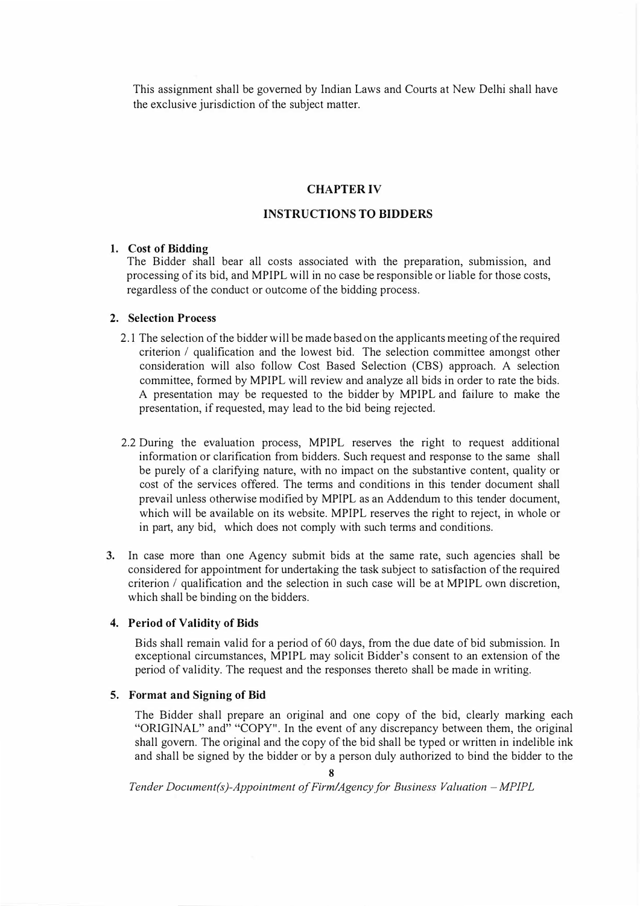This assignment shall be governed by Indian Laws and Courts at New Delhi shall have the exclusive jurisdiction of the subject matter.

## CHAPTER IV

## INSTRUCTIONS TO BIDDERS

1. **Cost of Bidding**

   The Bidder shall bear all costs associated with the preparation, submission, and processing of its bid, and MPIPL will in no case be responsible or liable for those costs, regardless of the conduct or outcome of the bidding process.

2. **Selection Process**

   2.1 The selection of the bidder will be made based on the applicants meeting of the required criterion / qualification and the lowest bid. The selection committee amongst other consideration will also follow Cost Based Selection (CBS) approach. A selection committee, formed by MPIPL will review and analyze all bids in order to rate the bids. A presentation may be requested to the bidder by MPIPL and failure to make the presentation, if requested, may lead to the bid being rejected.

   2.2 During the evaluation process, MPIPL reserves the right to request additional information or clarification from bidders. Such request and response to the same shall be purely of a clarifying nature, with no impact on the substantive content, quality or cost of the services offered. The terms and conditions in this tender document shall prevail unless otherwise modified by MPIPL as an Addendum to this tender document, which will be available on its website. MPIPL reserves the right to reject, in whole or in part, any bid, which does not comply with such terms and conditions.

3. In case more than one Agency submit bids at the same rate, such agencies shall be considered for appointment for undertaking the task subject to satisfaction of the required criterion / qualification and the selection in such case will be at MPIPL own discretion, which shall be binding on the bidders.

4. **Period of Validity of Bids**

   Bids shall remain valid for a period of 60 days, from the due date of bid submission. In exceptional circumstances, MPIPL may solicit Bidder's consent to an extension of the period of validity. The request and the responses thereto shall be made in writing.

5. **Format and Signing of Bid**

   The Bidder shall prepare an original and one copy of the bid, clearly marking each "ORIGINAL" and" "COPY". In the event of any discrepancy between them, the original shall govern. The original and the copy of the bid shall be typed or written in indelible ink and shall be signed by the bidder or by a person duly authorized to bind the bidder to the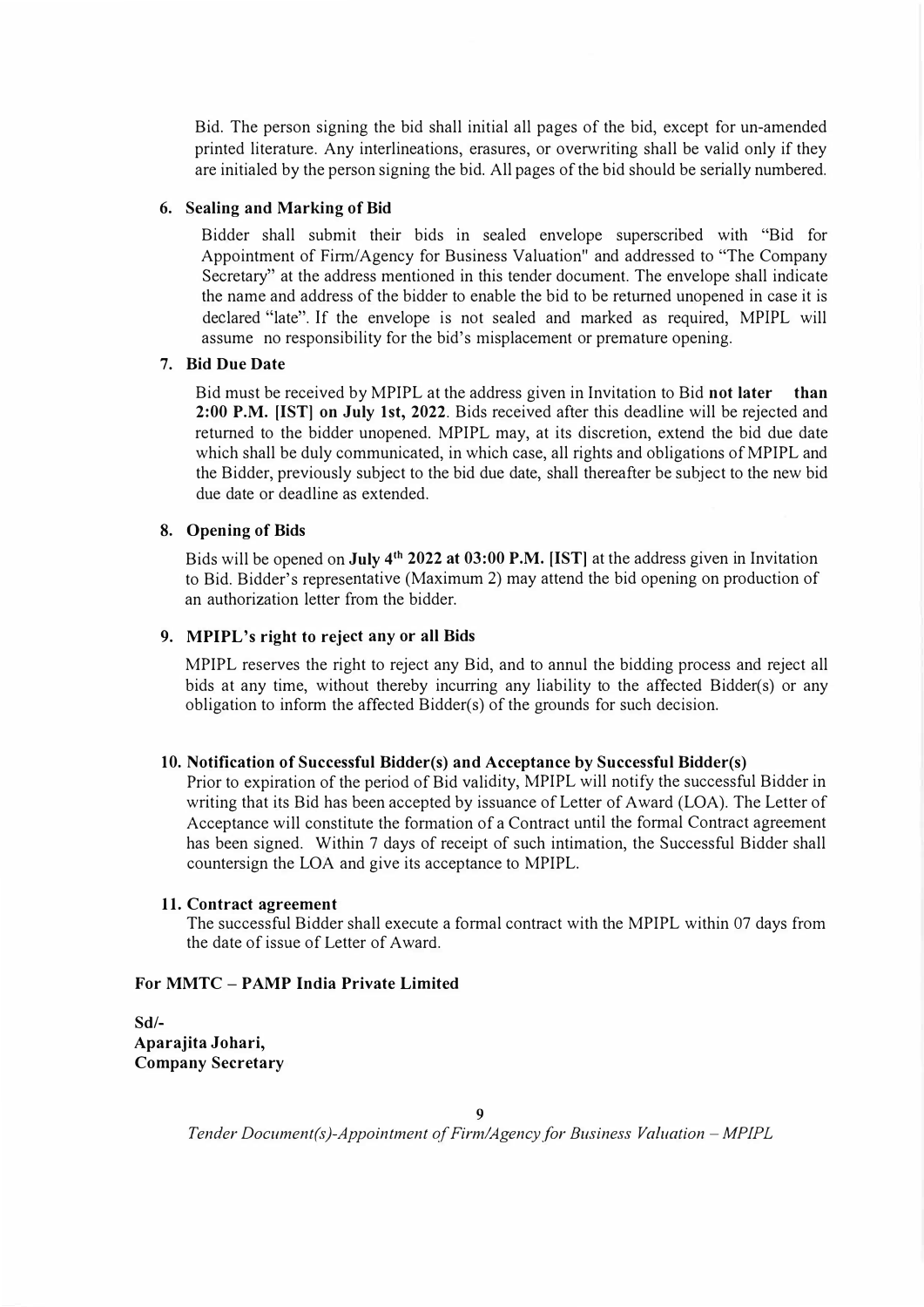Bid. The person signing the bid shall initial all pages of the bid, except for un-amended printed literature. Any interlineations, erasures, or overwriting shall be valid only if they are initialed by the person signing the bid. All pages of the bid should be serially numbered.

### 6. Sealing and Marking of Bid

Bidder shall submit their bids in sealed envelope superscribed with "Bid for Appointment of Firm/Agency for Business Valuation" and addressed to "The Company Secretary" at the address mentioned in this tender document. The envelope shall indicate the name and address of the bidder to enable the bid to be returned unopened in case it is declared "late". If the envelope is not sealed and marked as required, MPIPL will assume no responsibility for the bid's misplacement or premature opening.

### 7. Bid Due Date

Bid must be received by MPIPL at the address given in Invitation to Bid **not later than 2:00 P.M. [IST] on July 1st, 2022**. Bids received after this deadline will be rejected and returned to the bidder unopened. MPIPL may, at its discretion, extend the bid due date which shall be duly communicated, in which case, all rights and obligations of MPIPL and the Bidder, previously subject to the bid due date, shall thereafter be subject to the new bid due date or deadline as extended.

### 8. Opening of Bids

Bids will be opened on **July 4th 2022 at 03:00 P.M. [IST]** at the address given in Invitation to Bid. Bidder's representative (Maximum 2) may attend the bid opening on production of an authorization letter from the bidder.

### 9. MPIPL's right to reject any or all Bids

MPIPL reserves the right to reject any Bid, and to annul the bidding process and reject all bids at any time, without thereby incurring any liability to the affected Bidder(s) or any obligation to inform the affected Bidder(s) of the grounds for such decision.

### 10. Notification of Successful Bidder(s) and Acceptance by Successful Bidder(s)

Prior to expiration of the period of Bid validity, MPIPL will notify the successful Bidder in writing that its Bid has been accepted by issuance of Letter of Award (LOA). The Letter of Acceptance will constitute the formation of a Contract until the formal Contract agreement has been signed. Within 7 days of receipt of such intimation, the Successful Bidder shall countersign the LOA and give its acceptance to MPIPL.

### 11. Contract agreement

The successful Bidder shall execute a formal contract with the MPIPL within 07 days from the date of issue of Letter of Award.

**For MMTC – PAMP India Private Limited**

**Sd/-**
**Aparajita Johari,**
**Company Secretary**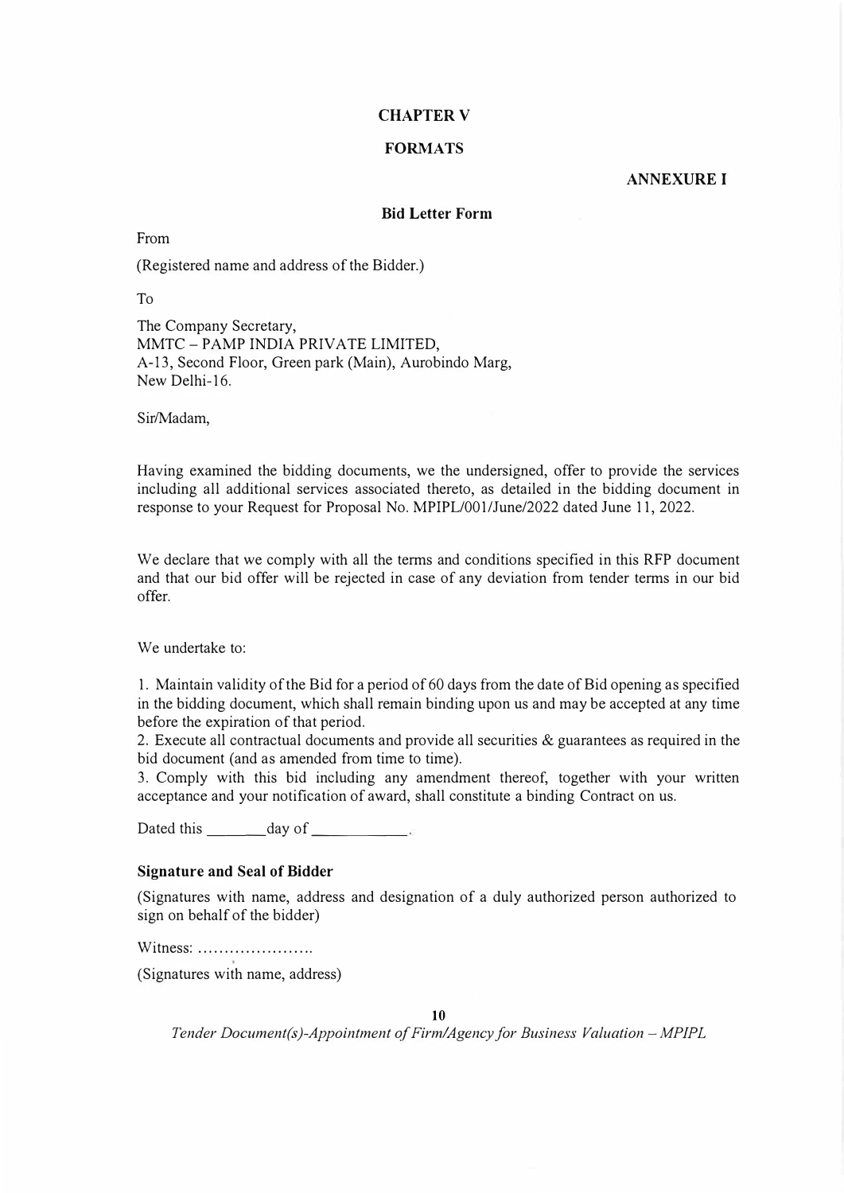# CHAPTER V

## FORMATS

**ANNEXURE I**

### Bid Letter Form

From

(Registered name and address of the Bidder.)

To

The Company Secretary,
MMTC – PAMP INDIA PRIVATE LIMITED,
A-13, Second Floor, Green park (Main), Aurobindo Marg,
New Delhi-16.

Sir/Madam,

Having examined the bidding documents, we the undersigned, offer to provide the services including all additional services associated thereto, as detailed in the bidding document in response to your Request for Proposal No. MPIPL/001/June/2022 dated June 11, 2022.

We declare that we comply with all the terms and conditions specified in this RFP document and that our bid offer will be rejected in case of any deviation from tender terms in our bid offer.

We undertake to:

1. Maintain validity of the Bid for a period of 60 days from the date of Bid opening as specified in the bidding document, which shall remain binding upon us and may be accepted at any time before the expiration of that period.
2. Execute all contractual documents and provide all securities & guarantees as required in the bid document (and as amended from time to time).
3. Comply with this bid including any amendment thereof, together with your written acceptance and your notification of award, shall constitute a binding Contract on us.

Dated this ________day of _____________.

**Signature and Seal of Bidder**

(Signatures with name, address and designation of a duly authorized person authorized to sign on behalf of the bidder)

Witness: ......................

(Signatures with name, address)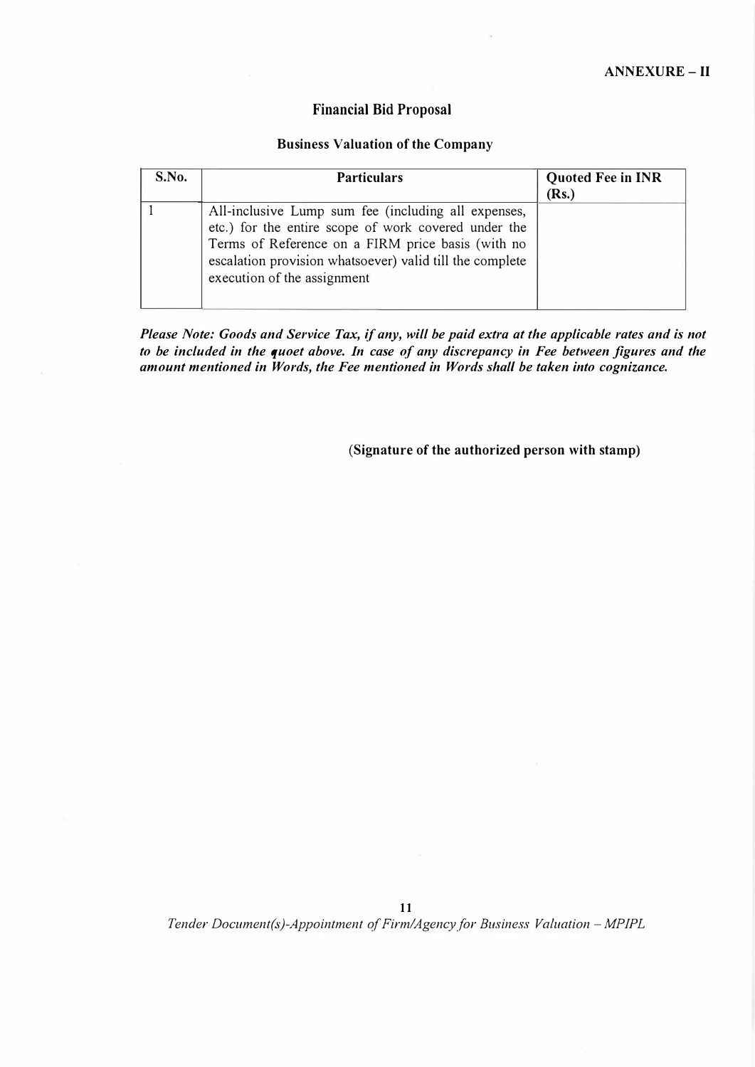**ANNEXURE – II**

## Financial Bid Proposal

### Business Valuation of the Company

| S.No. | Particulars | Quoted Fee in INR (Rs.) |
|---|---|---|
| 1 | All-inclusive Lump sum fee (including all expenses, etc.) for the entire scope of work covered under the Terms of Reference on a FIRM price basis (with no escalation provision whatsoever) valid till the complete execution of the assignment | |

***Please Note: Goods and Service Tax, if any, will be paid extra at the applicable rates and is not to be included in the quoet above. In case of any discrepancy in Fee between figures and the amount mentioned in Words, the Fee mentioned in Words shall be taken into cognizance.***

**(Signature of the authorized person with stamp)**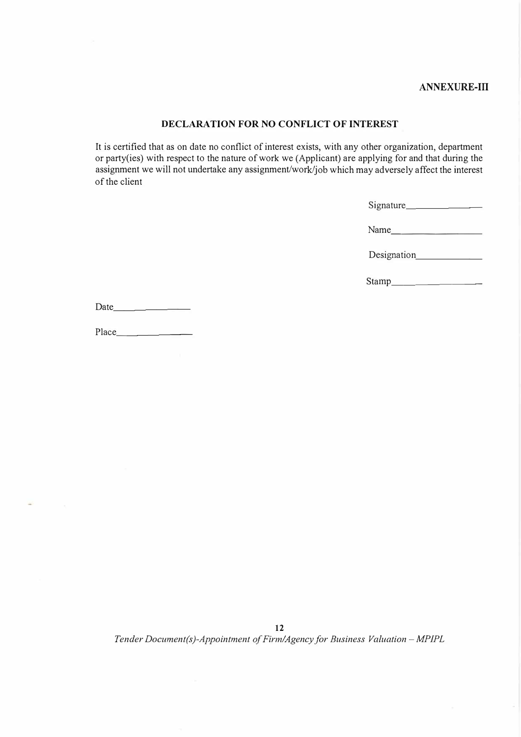**ANNEXURE-III**

## DECLARATION FOR NO CONFLICT OF INTEREST

It is certified that as on date no conflict of interest exists, with any other organization, department or party(ies) with respect to the nature of work we (Applicant) are applying for and that during the assignment we will not undertake any assignment/work/job which may adversely affect the interest of the client

Signature_______________

Name_______________

Designation_______________

Stamp_______________

Date_______________

Place_______________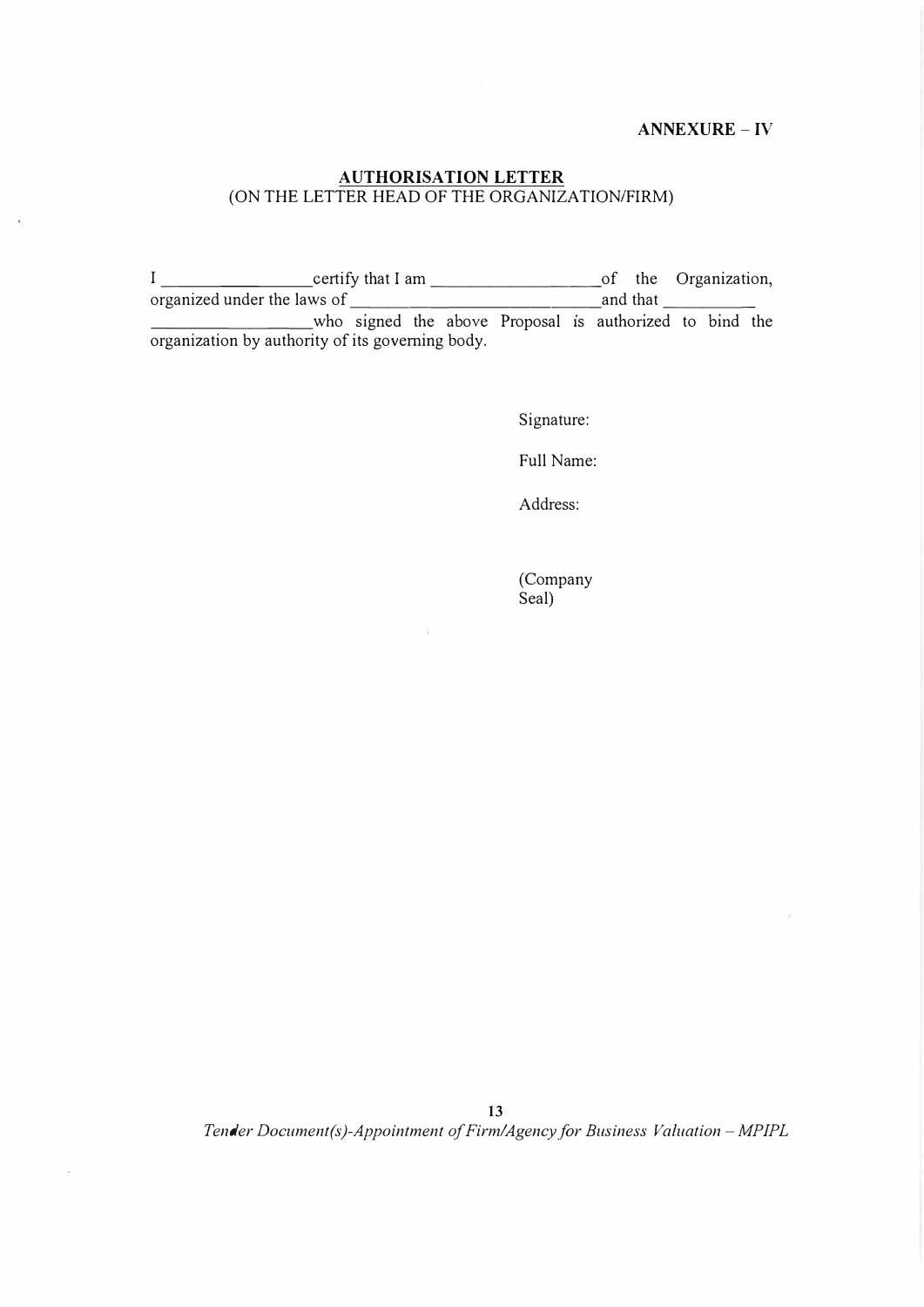**ANNEXURE – IV**

## AUTHORISATION LETTER

(ON THE LETTER HEAD OF THE ORGANIZATION/FIRM)

I \_\_\_\_\_\_\_\_\_\_\_\_\_\_\_\_\_ certify that I am \_\_\_\_\_\_\_\_\_\_\_\_\_\_\_\_\_\_\_\_ of the Organization, organized under the laws of \_\_\_\_\_\_\_\_\_\_\_\_\_\_\_\_\_\_\_\_\_\_\_\_\_\_\_\_\_\_\_ and that \_\_\_\_\_\_\_\_\_\_\_ \_\_\_\_\_\_\_\_\_\_\_\_\_\_\_\_\_\_\_\_ who signed the above Proposal is authorized to bind the organization by authority of its governing body.

Signature:

Full Name:

Address:

(Company Seal)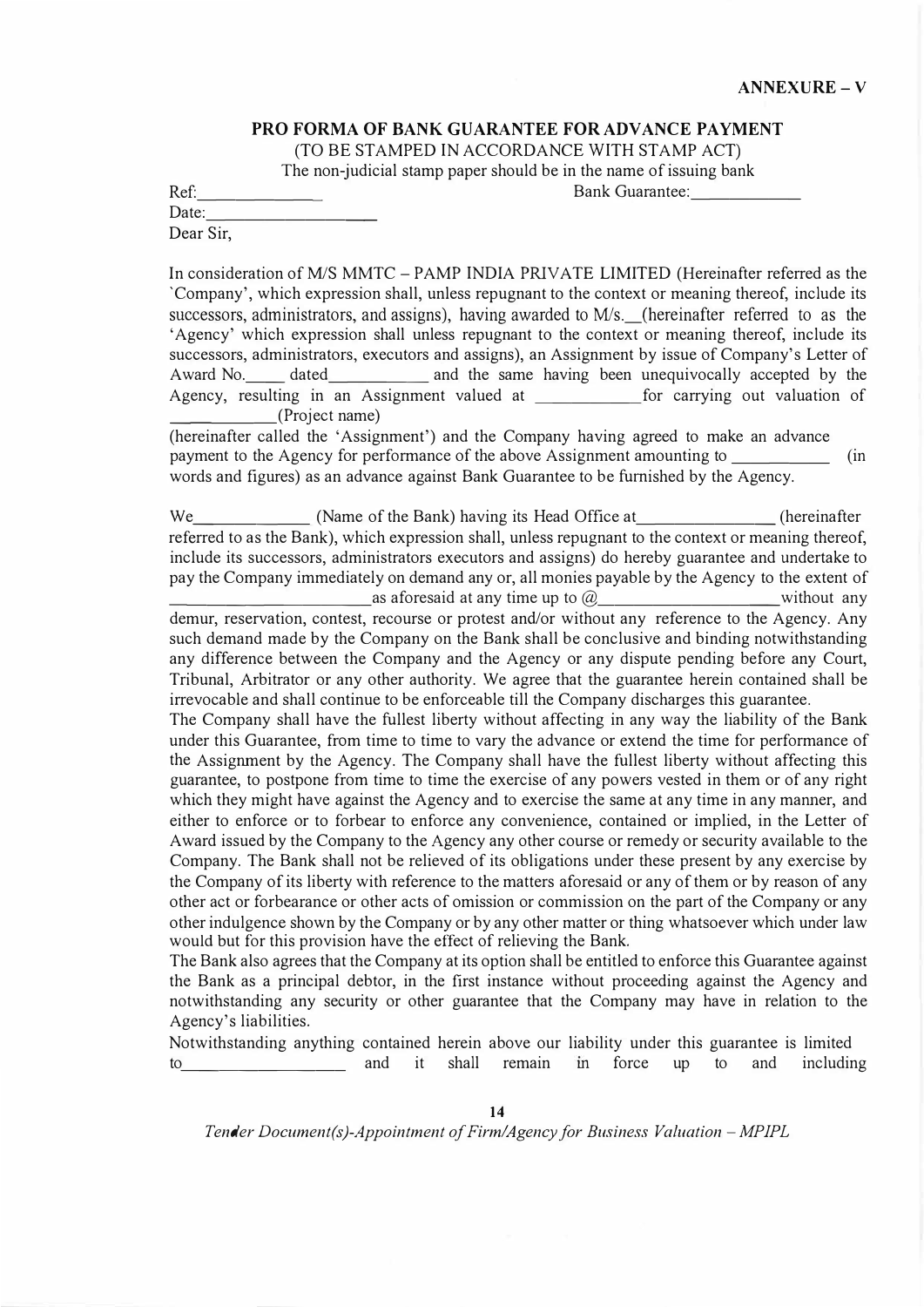**ANNEXURE – V**

## PRO FORMA OF BANK GUARANTEE FOR ADVANCE PAYMENT

(TO BE STAMPED IN ACCORDANCE WITH STAMP ACT)

The non-judicial stamp paper should be in the name of issuing bank

Ref:______________ Bank Guarantee:____________

Date:____________________

Dear Sir,

In consideration of M/S MMTC – PAMP INDIA PRIVATE LIMITED (Hereinafter referred as the `Company', which expression shall, unless repugnant to the context or meaning thereof, include its successors, administrators, and assigns), having awarded to M/s.__(hereinafter referred to as the 'Agency' which expression shall unless repugnant to the context or meaning thereof, include its successors, administrators, executors and assigns), an Assignment by issue of Company's Letter of Award No.____ dated__________ and the same having been unequivocally accepted by the Agency, resulting in an Assignment valued at ___________for carrying out valuation of ___________(Project name)

(hereinafter called the 'Assignment') and the Company having agreed to make an advance payment to the Agency for performance of the above Assignment amounting to ___________ (in words and figures) as an advance against Bank Guarantee to be furnished by the Agency.

We_____________ (Name of the Bank) having its Head Office at_______________ (hereinafter referred to as the Bank), which expression shall, unless repugnant to the context or meaning thereof, include its successors, administrators executors and assigns) do hereby guarantee and undertake to pay the Company immediately on demand any or, all monies payable by the Agency to the extent of ________________________as aforesaid at any time up to @____________________without any demur, reservation, contest, recourse or protest and/or without any reference to the Agency. Any such demand made by the Company on the Bank shall be conclusive and binding notwithstanding any difference between the Company and the Agency or any dispute pending before any Court, Tribunal, Arbitrator or any other authority. We agree that the guarantee herein contained shall be irrevocable and shall continue to be enforceable till the Company discharges this guarantee.

The Company shall have the fullest liberty without affecting in any way the liability of the Bank under this Guarantee, from time to time to vary the advance or extend the time for performance of the Assignment by the Agency. The Company shall have the fullest liberty without affecting this guarantee, to postpone from time to time the exercise of any powers vested in them or of any right which they might have against the Agency and to exercise the same at any time in any manner, and either to enforce or to forbear to enforce any convenience, contained or implied, in the Letter of Award issued by the Company to the Agency any other course or remedy or security available to the Company. The Bank shall not be relieved of its obligations under these present by any exercise by the Company of its liberty with reference to the matters aforesaid or any of them or by reason of any other act or forbearance or other acts of omission or commission on the part of the Company or any other indulgence shown by the Company or by any other matter or thing whatsoever which under law would but for this provision have the effect of relieving the Bank.

The Bank also agrees that the Company at its option shall be entitled to enforce this Guarantee against the Bank as a principal debtor, in the first instance without proceeding against the Agency and notwithstanding any security or other guarantee that the Company may have in relation to the Agency's liabilities.

Notwithstanding anything contained herein above our liability under this guarantee is limited to__________________ and it shall remain in force up to and including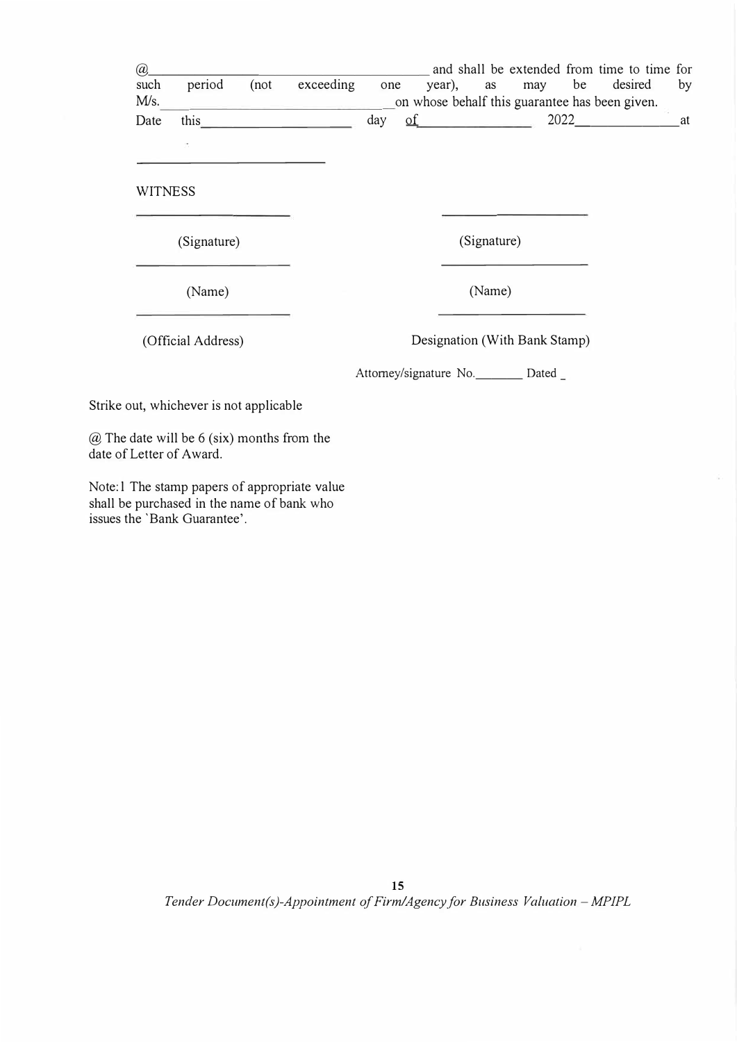@\_\_\_\_\_\_\_\_\_\_\_\_\_\_\_\_\_\_\_\_\_\_\_\_\_\_\_\_\_\_\_\_\_\_\_\_\_\_\_\_ and shall be extended from time to time for such period (not exceeding one year), as may be desired by M/s.\_\_\_\_\_\_\_\_\_\_\_\_\_\_\_\_\_\_\_\_\_\_\_\_\_\_\_\_\_\_\_\_\_\_\_\_\_on whose behalf this guarantee has been given.

Date this\_\_\_\_\_\_\_\_\_\_\_\_\_\_\_\_\_\_\_\_ day of\_\_\_\_\_\_\_\_\_\_\_\_\_\_\_\_ 2022\_\_\_\_\_\_\_\_\_\_\_\_\_\_\_at

\_\_\_\_\_\_\_\_\_\_\_\_\_\_\_\_\_\_\_\_\_\_\_\_\_\_\_

WITNESS

| | |
|---|---|
| \_\_\_\_\_\_\_\_\_\_\_\_\_\_\_\_\_\_\_\_ | \_\_\_\_\_\_\_\_\_\_\_\_\_\_\_\_\_\_\_\_ |
| (Signature) | (Signature) |
| \_\_\_\_\_\_\_\_\_\_\_\_\_\_\_\_\_\_\_\_ | \_\_\_\_\_\_\_\_\_\_\_\_\_\_\_\_\_\_\_\_ |
| (Name) | (Name) |
| \_\_\_\_\_\_\_\_\_\_\_\_\_\_\_\_\_\_\_\_ | \_\_\_\_\_\_\_\_\_\_\_\_\_\_\_\_\_\_\_\_ |
| (Official Address) | Designation (With Bank Stamp) |
| | Attorney/signature No.\_\_\_\_\_\_\_ Dated \_ |

Strike out, whichever is not applicable

@ The date will be 6 (six) months from the date of Letter of Award.

Note:1 The stamp papers of appropriate value shall be purchased in the name of bank who issues the `Bank Guarantee'.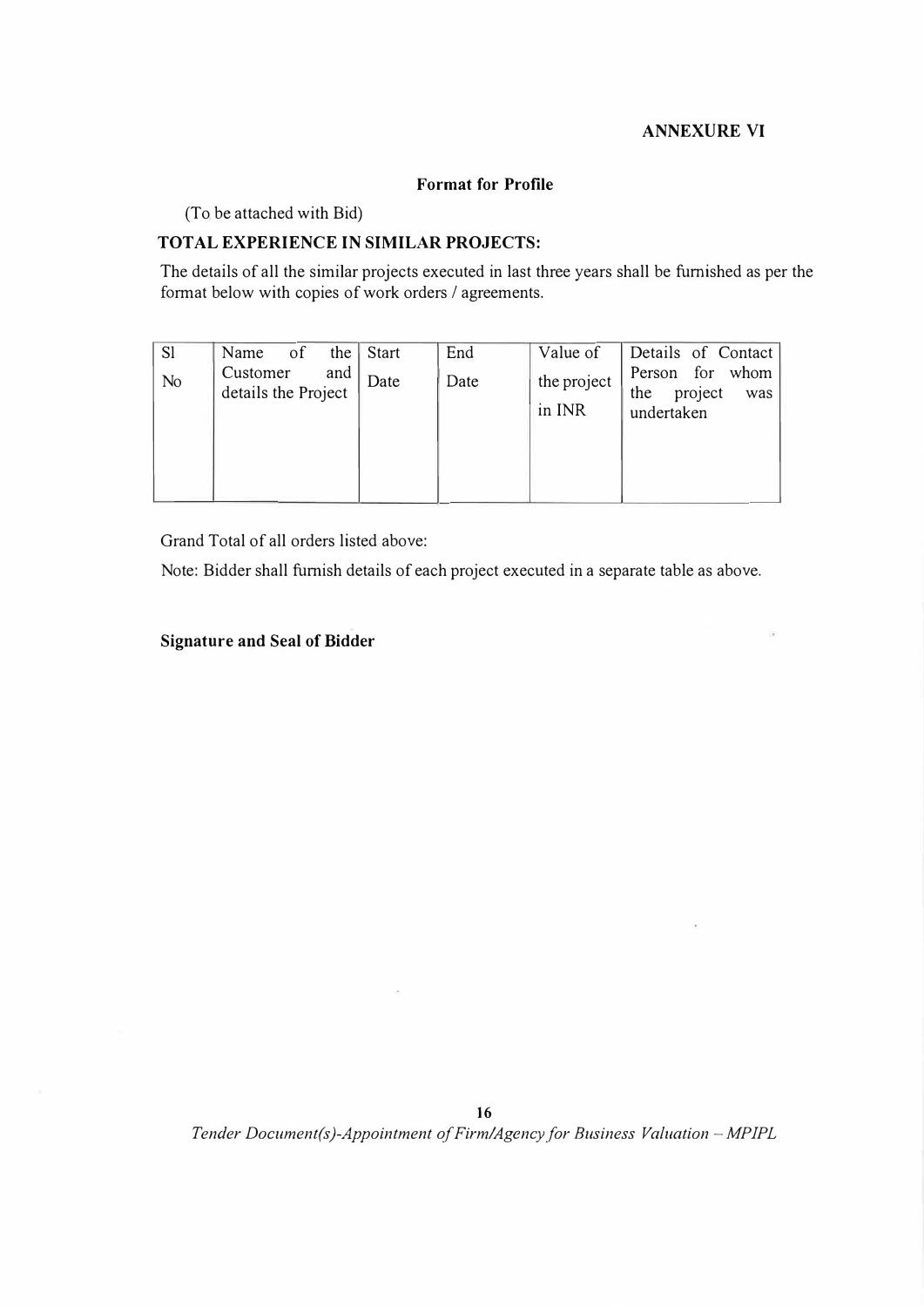## ANNEXURE VI

### Format for Profile

(To be attached with Bid)

### TOTAL EXPERIENCE IN SIMILAR PROJECTS:

The details of all the similar projects executed in last three years shall be furnished as per the format below with copies of work orders / agreements.

| Sl No | Name of the Customer and details the Project | Start Date | End Date | Value of the project in INR | Details of Contact Person for whom the project was undertaken |
|---|---|---|---|---|---|
| | | | | | |

Grand Total of all orders listed above:

Note: Bidder shall furnish details of each project executed in a separate table as above.

**Signature and Seal of Bidder**